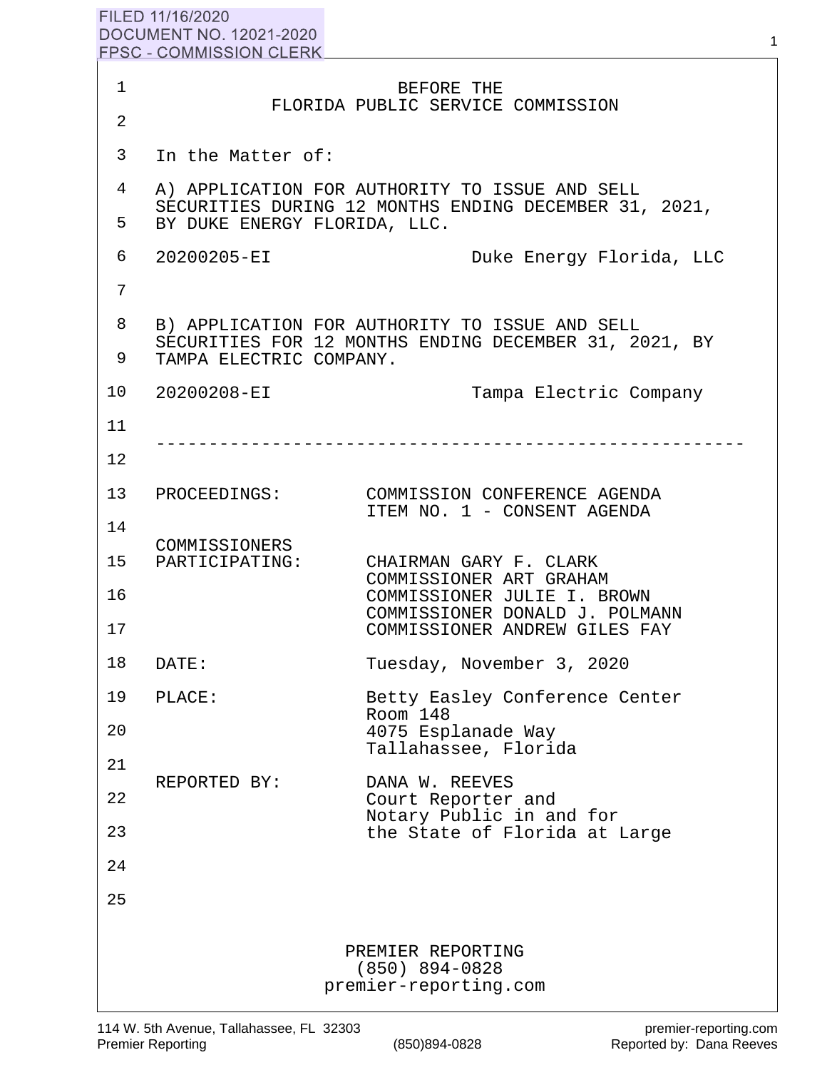FILED 11/16/2020
DOCUMENT NO. 12021-2020
FPSC - COMMISSION CLERK

BEFORE THE
FLORIDA PUBLIC SERVICE COMMISSION

In the Matter of:

A) APPLICATION FOR AUTHORITY TO ISSUE AND SELL SECURITIES DURING 12 MONTHS ENDING DECEMBER 31, 2021, BY DUKE ENERGY FLORIDA, LLC.

20200205-EI Duke Energy Florida, LLC

B) APPLICATION FOR AUTHORITY TO ISSUE AND SELL SECURITIES FOR 12 MONTHS ENDING DECEMBER 31, 2021, BY TAMPA ELECTRIC COMPANY.

20200208-EI Tampa Electric Company

---

PROCEEDINGS: COMMISSION CONFERENCE AGENDA ITEM NO. 1 - CONSENT AGENDA

COMMISSIONERS PARTICIPATING:
CHAIRMAN GARY F. CLARK
COMMISSIONER ART GRAHAM
COMMISSIONER JULIE I. BROWN
COMMISSIONER DONALD J. POLMANN
COMMISSIONER ANDREW GILES FAY

DATE: Tuesday, November 3, 2020

PLACE: Betty Easley Conference Center
Room 148
4075 Esplanade Way
Tallahassee, Florida

REPORTED BY: DANA W. REEVES
Court Reporter and
Notary Public in and for
the State of Florida at Large

PREMIER REPORTING
(850) 894-0828
premier-reporting.com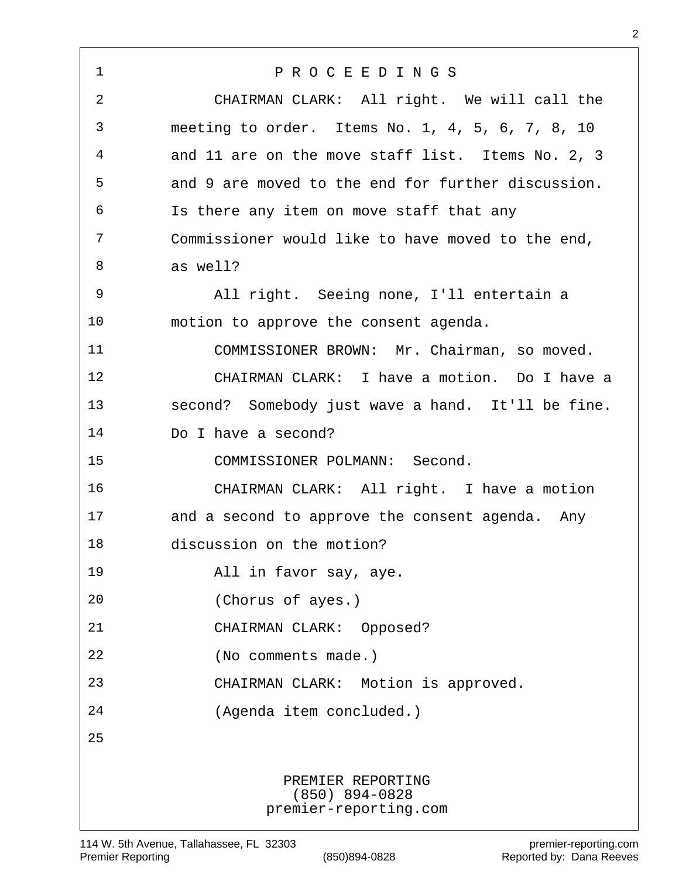P R O C E E D I N G S

CHAIRMAN CLARK: All right. We will call the meeting to order. Items No. 1, 4, 5, 6, 7, 8, 10 and 11 are on the move staff list. Items No. 2, 3 and 9 are moved to the end for further discussion. Is there any item on move staff that any Commissioner would like to have moved to the end, as well?

All right. Seeing none, I'll entertain a motion to approve the consent agenda.

COMMISSIONER BROWN: Mr. Chairman, so moved.

CHAIRMAN CLARK: I have a motion. Do I have a second? Somebody just wave a hand. It'll be fine. Do I have a second?

COMMISSIONER POLMANN: Second.

CHAIRMAN CLARK: All right. I have a motion and a second to approve the consent agenda. Any discussion on the motion?

All in favor say, aye.

(Chorus of ayes.)

CHAIRMAN CLARK: Opposed?

(No comments made.)

CHAIRMAN CLARK: Motion is approved.

(Agenda item concluded.)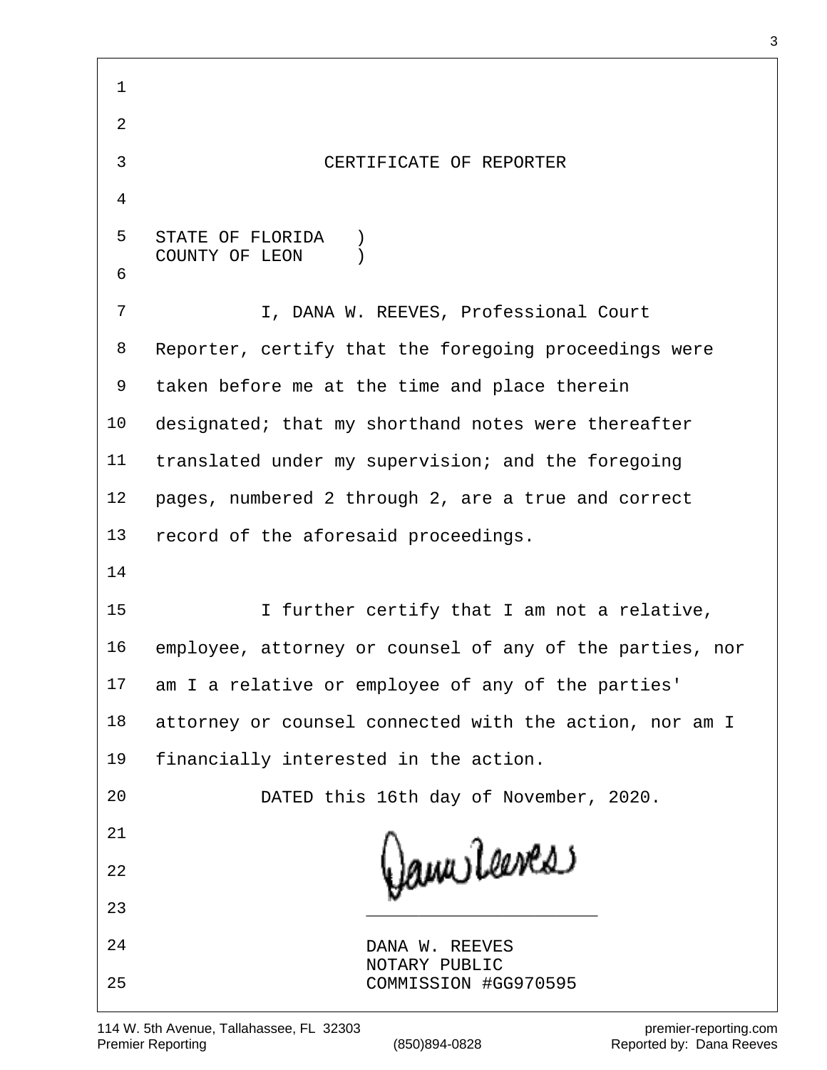# CERTIFICATE OF REPORTER

STATE OF FLORIDA )
COUNTY OF LEON )

I, DANA W. REEVES, Professional Court Reporter, certify that the foregoing proceedings were taken before me at the time and place therein designated; that my shorthand notes were thereafter translated under my supervision; and the foregoing pages, numbered 2 through 2, are a true and correct record of the aforesaid proceedings.

I further certify that I am not a relative, employee, attorney or counsel of any of the parties, nor am I a relative or employee of any of the parties' attorney or counsel connected with the action, nor am I financially interested in the action.

DATED this 16th day of November, 2020.

DANA W. REEVES
NOTARY PUBLIC
COMMISSION #GG970595

114 W. 5th Avenue, Tallahassee, FL 32303
Premier Reporting
(850)894-0828
premier-reporting.com
Reported by: Dana Reeves